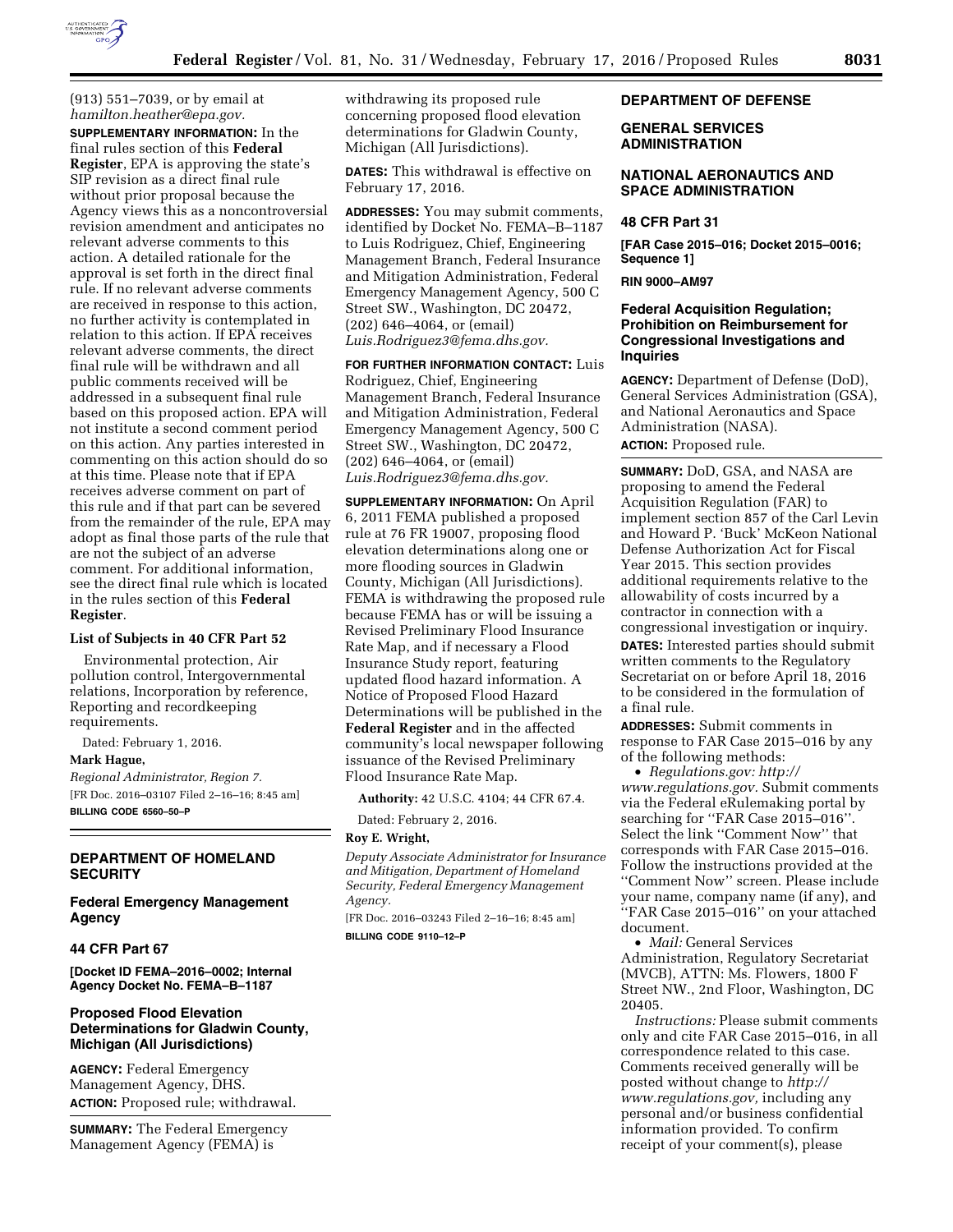(913) 551–7039, or by email at *hamilton.heather@epa.gov.*

**SUPPLEMENTARY INFORMATION:** In the final rules section of this **Federal Register**, EPA is approving the state's SIP revision as a direct final rule without prior proposal because the Agency views this as a noncontroversial revision amendment and anticipates no relevant adverse comments to this action. A detailed rationale for the approval is set forth in the direct final rule. If no relevant adverse comments are received in response to this action, no further activity is contemplated in relation to this action. If EPA receives relevant adverse comments, the direct final rule will be withdrawn and all public comments received will be addressed in a subsequent final rule based on this proposed action. EPA will not institute a second comment period on this action. Any parties interested in commenting on this action should do so at this time. Please note that if EPA receives adverse comment on part of this rule and if that part can be severed from the remainder of the rule, EPA may adopt as final those parts of the rule that are not the subject of an adverse comment. For additional information, see the direct final rule which is located in the rules section of this **Federal Register**.

### List of Subjects in 40 CFR Part 52

Environmental protection, Air pollution control, Intergovernmental relations, Incorporation by reference, Reporting and recordkeeping requirements.

Dated: February 1, 2016.

**Mark Hague,**

*Regional Administrator, Region 7.*

[FR Doc. 2016–03107 Filed 2–16–16; 8:45 am]

**BILLING CODE 6560–50–P**

---

## DEPARTMENT OF HOMELAND SECURITY

### Federal Emergency Management Agency

### 44 CFR Part 67

**[Docket ID FEMA–2016–0002; Internal Agency Docket No. FEMA–B–1187**

### Proposed Flood Elevation Determinations for Gladwin County, Michigan (All Jurisdictions)

**AGENCY:** Federal Emergency Management Agency, DHS.

**ACTION:** Proposed rule; withdrawal.

**SUMMARY:** The Federal Emergency Management Agency (FEMA) is withdrawing its proposed rule concerning proposed flood elevation determinations for Gladwin County, Michigan (All Jurisdictions).

**DATES:** This withdrawal is effective on February 17, 2016.

**ADDRESSES:** You may submit comments, identified by Docket No. FEMA–B–1187 to Luis Rodriguez, Chief, Engineering Management Branch, Federal Insurance and Mitigation Administration, Federal Emergency Management Agency, 500 C Street SW., Washington, DC 20472, (202) 646–4064, or (email) *Luis.Rodriguez3@fema.dhs.gov.*

**FOR FURTHER INFORMATION CONTACT:** Luis Rodriguez, Chief, Engineering Management Branch, Federal Insurance and Mitigation Administration, Federal Emergency Management Agency, 500 C Street SW., Washington, DC 20472, (202) 646–4064, or (email) *Luis.Rodriguez3@fema.dhs.gov.*

**SUPPLEMENTARY INFORMATION:** On April 6, 2011 FEMA published a proposed rule at 76 FR 19007, proposing flood elevation determinations along one or more flooding sources in Gladwin County, Michigan (All Jurisdictions). FEMA is withdrawing the proposed rule because FEMA has or will be issuing a Revised Preliminary Flood Insurance Rate Map, and if necessary a Flood Insurance Study report, featuring updated flood hazard information. A Notice of Proposed Flood Hazard Determinations will be published in the **Federal Register** and in the affected community's local newspaper following issuance of the Revised Preliminary Flood Insurance Rate Map.

**Authority:** 42 U.S.C. 4104; 44 CFR 67.4.

Dated: February 2, 2016.

**Roy E. Wright,**

*Deputy Associate Administrator for Insurance and Mitigation, Department of Homeland Security, Federal Emergency Management Agency.*

[FR Doc. 2016–03243 Filed 2–16–16; 8:45 am]

**BILLING CODE 9110–12–P**

---

## DEPARTMENT OF DEFENSE

## GENERAL SERVICES ADMINISTRATION

## NATIONAL AERONAUTICS AND SPACE ADMINISTRATION

### 48 CFR Part 31

**[FAR Case 2015–016; Docket 2015–0016; Sequence 1]**

**RIN 9000–AM97**

### Federal Acquisition Regulation; Prohibition on Reimbursement for Congressional Investigations and Inquiries

**AGENCY:** Department of Defense (DoD), General Services Administration (GSA), and National Aeronautics and Space Administration (NASA).

**ACTION:** Proposed rule.

**SUMMARY:** DoD, GSA, and NASA are proposing to amend the Federal Acquisition Regulation (FAR) to implement section 857 of the Carl Levin and Howard P. 'Buck' McKeon National Defense Authorization Act for Fiscal Year 2015. This section provides additional requirements relative to the allowability of costs incurred by a contractor in connection with a congressional investigation or inquiry.

**DATES:** Interested parties should submit written comments to the Regulatory Secretariat on or before April 18, 2016 to be considered in the formulation of a final rule.

**ADDRESSES:** Submit comments in response to FAR Case 2015–016 by any of the following methods:

- *Regulations.gov: http://www.regulations.gov.* Submit comments via the Federal eRulemaking portal by searching for ''FAR Case 2015–016''. Select the link ''Comment Now'' that corresponds with FAR Case 2015–016. Follow the instructions provided at the ''Comment Now'' screen. Please include your name, company name (if any), and ''FAR Case 2015–016'' on your attached document.
- *Mail:* General Services Administration, Regulatory Secretariat (MVCB), ATTN: Ms. Flowers, 1800 F Street NW., 2nd Floor, Washington, DC 20405.

*Instructions:* Please submit comments only and cite FAR Case 2015–016, in all correspondence related to this case. Comments received generally will be posted without change to *http://www.regulations.gov,* including any personal and/or business confidential information provided. To confirm receipt of your comment(s), please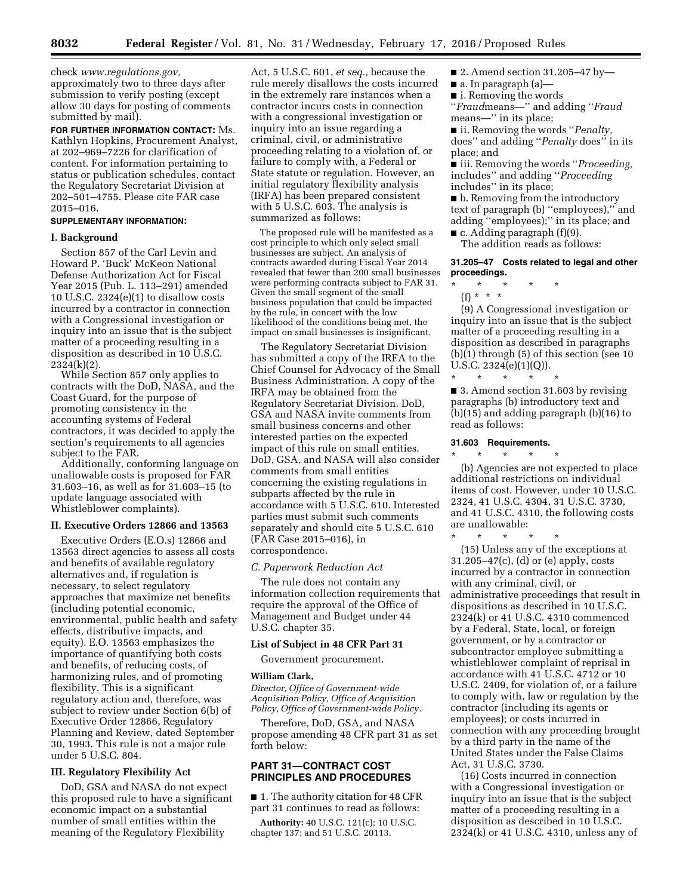check *www.regulations.gov,* approximately two to three days after submission to verify posting (except allow 30 days for posting of comments submitted by mail).

**FOR FURTHER INFORMATION CONTACT:** Ms. Kathlyn Hopkins, Procurement Analyst, at 202–969–7226 for clarification of content. For information pertaining to status or publication schedules, contact the Regulatory Secretariat Division at 202–501–4755. Please cite FAR case 2015–016.

**SUPPLEMENTARY INFORMATION:**

**I. Background**

Section 857 of the Carl Levin and Howard P. 'Buck' McKeon National Defense Authorization Act for Fiscal Year 2015 (Pub. L. 113–291) amended 10 U.S.C. 2324(e)(1) to disallow costs incurred by a contractor in connection with a Congressional investigation or inquiry into an issue that is the subject matter of a proceeding resulting in a disposition as described in 10 U.S.C. 2324(k)(2).

While Section 857 only applies to contracts with the DoD, NASA, and the Coast Guard, for the purpose of promoting consistency in the accounting systems of Federal contractors, it was decided to apply the section's requirements to all agencies subject to the FAR.

Additionally, conforming language on unallowable costs is proposed for FAR 31.603–16, as well as for 31.603–15 (to update language associated with Whistleblower complaints).

**II. Executive Orders 12866 and 13563**

Executive Orders (E.O.s) 12866 and 13563 direct agencies to assess all costs and benefits of available regulatory alternatives and, if regulation is necessary, to select regulatory approaches that maximize net benefits (including potential economic, environmental, public health and safety effects, distributive impacts, and equity). E.O. 13563 emphasizes the importance of quantifying both costs and benefits, of reducing costs, of harmonizing rules, and of promoting flexibility. This is a significant regulatory action and, therefore, was subject to review under Section 6(b) of Executive Order 12866, Regulatory Planning and Review, dated September 30, 1993. This rule is not a major rule under 5 U.S.C. 804.

**III. Regulatory Flexibility Act**

DoD, GSA and NASA do not expect this proposed rule to have a significant economic impact on a substantial number of small entities within the meaning of the Regulatory Flexibility Act, 5 U.S.C. 601, *et seq.,* because the rule merely disallows the costs incurred in the extremely rare instances when a contractor incurs costs in connection with a congressional investigation or inquiry into an issue regarding a criminal, civil, or administrative proceeding relating to a violation of, or failure to comply with, a Federal or State statute or regulation. However, an initial regulatory flexibility analysis (IRFA) has been prepared consistent with 5 U.S.C. 603. The analysis is summarized as follows:

The proposed rule will be manifested as a cost principle to which only select small businesses are subject. An analysis of contracts awarded during Fiscal Year 2014 revealed that fewer than 200 small businesses were performing contracts subject to FAR 31. Given the small segment of the small business population that could be impacted by the rule, in concert with the low likelihood of the conditions being met, the impact on small businesses is insignificant.

The Regulatory Secretariat Division has submitted a copy of the IRFA to the Chief Counsel for Advocacy of the Small Business Administration. A copy of the IRFA may be obtained from the Regulatory Secretariat Division. DoD, GSA and NASA invite comments from small business concerns and other interested parties on the expected impact of this rule on small entities. DoD, GSA, and NASA will also consider comments from small entities concerning the existing regulations in subparts affected by the rule in accordance with 5 U.S.C. 610. Interested parties must submit such comments separately and should cite 5 U.S.C. 610 (FAR Case 2015–016), in correspondence.

*C. Paperwork Reduction Act*

The rule does not contain any information collection requirements that require the approval of the Office of Management and Budget under 44 U.S.C. chapter 35.

**List of Subject in 48 CFR Part 31**

Government procurement.

**William Clark,**

*Director, Office of Government-wide Acquisition Policy, Office of Acquisition Policy, Office of Government-wide Policy.*

Therefore, DoD, GSA, and NASA propose amending 48 CFR part 31 as set forth below:

## PART 31—CONTRACT COST PRINCIPLES AND PROCEDURES

■ 1. The authority citation for 48 CFR part 31 continues to read as follows:

**Authority:** 40 U.S.C. 121(c); 10 U.S.C. chapter 137; and 51 U.S.C. 20113.

■ 2. Amend section 31.205–47 by—

■ a. In paragraph (a)—

■ i. Removing the words "*Fraud*means—" and adding "*Fraud* means—" in its place;

■ ii. Removing the words "*Penalty,* does" and adding "*Penalty* does" in its place; and

■ iii. Removing the words "*Proceeding,* includes" and adding "*Proceeding* includes" in its place;

■ b. Removing from the introductory text of paragraph (b) "employees)," and adding "employees);" in its place; and

■ c. Adding paragraph (f)(9).

The addition reads as follows:

**31.205–47 Costs related to legal and other proceedings.**

\* \* \* \* \*

(f) \* \* \*

(9) A Congressional investigation or inquiry into an issue that is the subject matter of a proceeding resulting in a disposition as described in paragraphs (b)(1) through (5) of this section (see 10 U.S.C. 2324(e)(1)(Q)).

\* \* \* \* \*

■ 3. Amend section 31.603 by revising paragraphs (b) introductory text and (b)(15) and adding paragraph (b)(16) to read as follows:

**31.603 Requirements.**

\* \* \* \* \*

(b) Agencies are not expected to place additional restrictions on individual items of cost. However, under 10 U.S.C. 2324, 41 U.S.C. 4304, 31 U.S.C. 3730, and 41 U.S.C. 4310, the following costs are unallowable:

\* \* \* \* \*

(15) Unless any of the exceptions at 31.205–47(c), (d) or (e) apply, costs incurred by a contractor in connection with any criminal, civil, or administrative proceedings that result in dispositions as described in 10 U.S.C. 2324(k) or 41 U.S.C. 4310 commenced by a Federal, State, local, or foreign government, or by a contractor or subcontractor employee submitting a whistleblower complaint of reprisal in accordance with 41 U.S.C. 4712 or 10 U.S.C. 2409, for violation of, or a failure to comply with, law or regulation by the contractor (including its agents or employees); or costs incurred in connection with any proceeding brought by a third party in the name of the United States under the False Claims Act, 31 U.S.C. 3730.

(16) Costs incurred in connection with a Congressional investigation or inquiry into an issue that is the subject matter of a proceeding resulting in a disposition as described in 10 U.S.C. 2324(k) or 41 U.S.C. 4310, unless any of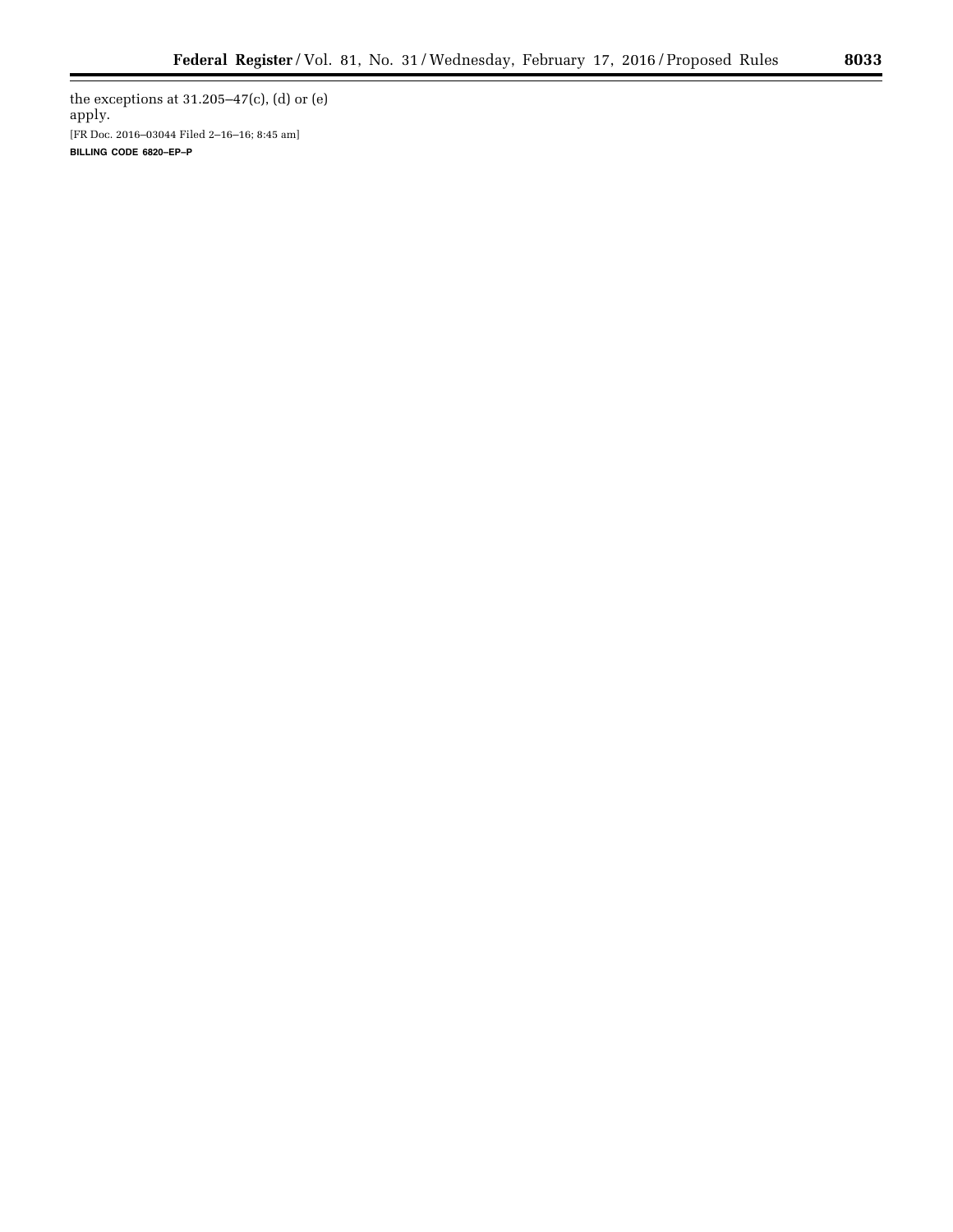the exceptions at 31.205–47(c), (d) or (e) apply.

[FR Doc. 2016–03044 Filed 2–16–16; 8:45 am]

**BILLING CODE 6820–EP–P**